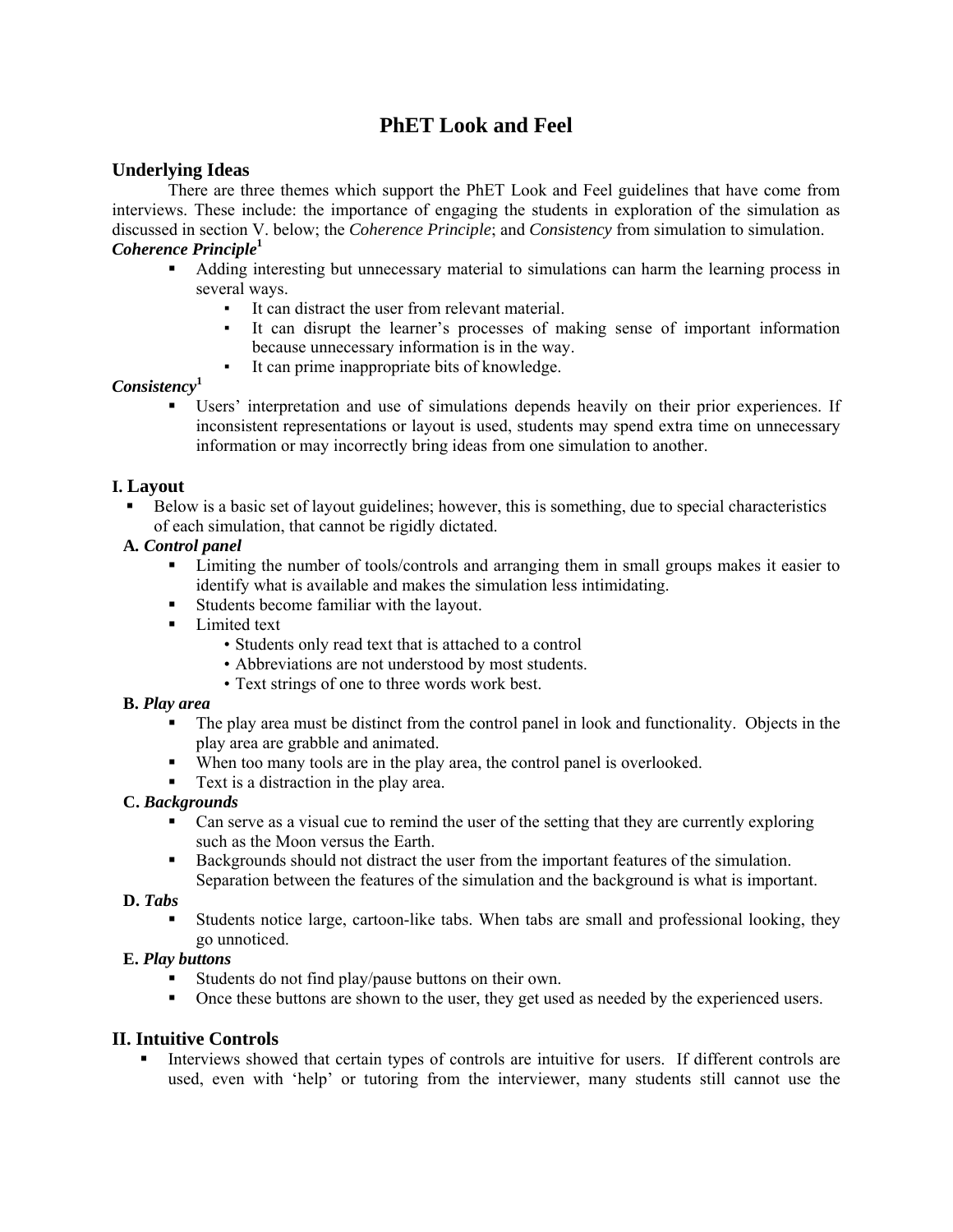# PhET Look and Feel

## Underlying Ideas

There are three themes which support the PhET Look and Feel guidelines that have come from interviews. These include: the importance of engaging the students in exploration of the simulation as discussed in section V. below; the *Coherence Principle*; and *Consistency* from simulation to simulation.

***Coherence Principle***[1]

- Adding interesting but unnecessary material to simulations can harm the learning process in several ways.
  - It can distract the user from relevant material.
  - It can disrupt the learner's processes of making sense of important information because unnecessary information is in the way.
  - It can prime inappropriate bits of knowledge.

***Consistency***[1]

- Users' interpretation and use of simulations depends heavily on their prior experiences. If inconsistent representations or layout is used, students may spend extra time on unnecessary information or may incorrectly bring ideas from one simulation to another.

## I. Layout

- Below is a basic set of layout guidelines; however, this is something, due to special characteristics of each simulation, that cannot be rigidly dictated.

### A. *Control panel*

- Limiting the number of tools/controls and arranging them in small groups makes it easier to identify what is available and makes the simulation less intimidating.
- Students become familiar with the layout.
- Limited text
  - Students only read text that is attached to a control
  - Abbreviations are not understood by most students.
  - Text strings of one to three words work best.

### B. *Play area*

- The play area must be distinct from the control panel in look and functionality. Objects in the play area are grabble and animated.
- When too many tools are in the play area, the control panel is overlooked.
- Text is a distraction in the play area.

### C. *Backgrounds*

- Can serve as a visual cue to remind the user of the setting that they are currently exploring such as the Moon versus the Earth.
- Backgrounds should not distract the user from the important features of the simulation. Separation between the features of the simulation and the background is what is important.

### D. *Tabs*

- Students notice large, cartoon-like tabs. When tabs are small and professional looking, they go unnoticed.

### E. *Play buttons*

- Students do not find play/pause buttons on their own.
- Once these buttons are shown to the user, they get used as needed by the experienced users.

## II. Intuitive Controls

- Interviews showed that certain types of controls are intuitive for users. If different controls are used, even with 'help' or tutoring from the interviewer, many students still cannot use the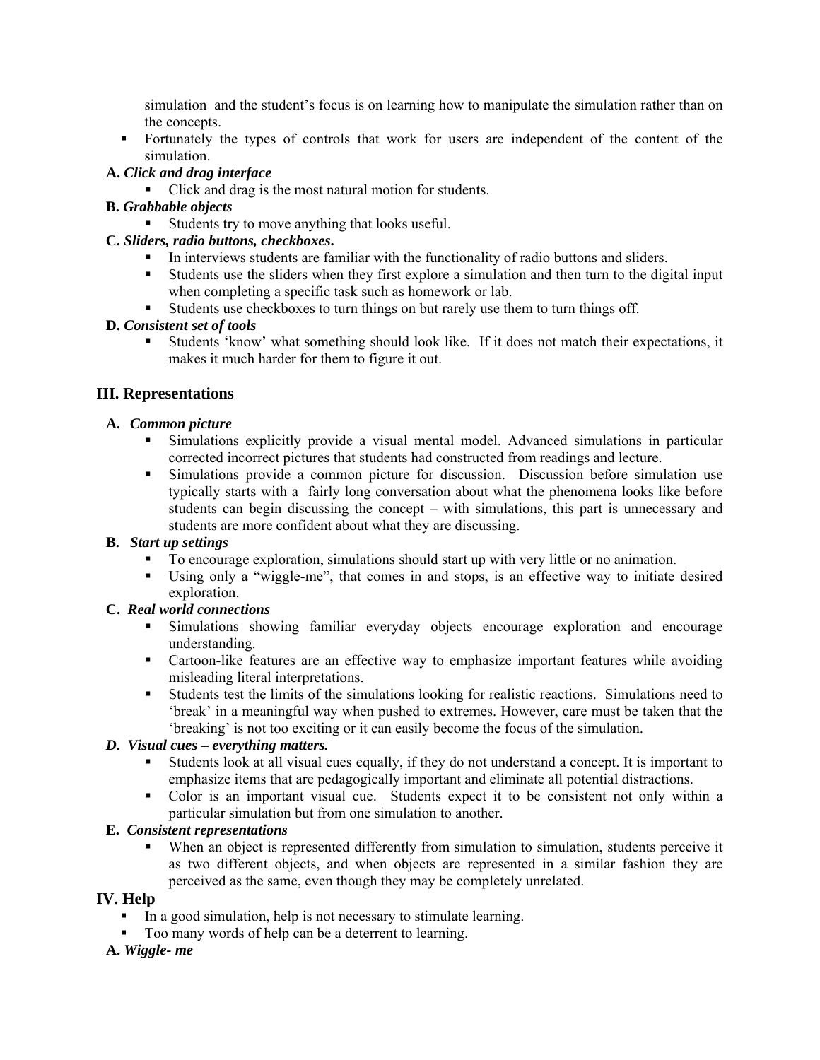simulation and the student's focus is on learning how to manipulate the simulation rather than on the concepts.

- Fortunately the types of controls that work for users are independent of the content of the simulation.

**A.** ***Click and drag interface***

- Click and drag is the most natural motion for students.

**B.** ***Grabbable objects***

- Students try to move anything that looks useful.

**C.** ***Sliders, radio buttons, checkboxes***.

- In interviews students are familiar with the functionality of radio buttons and sliders.
- Students use the sliders when they first explore a simulation and then turn to the digital input when completing a specific task such as homework or lab.
- Students use checkboxes to turn things on but rarely use them to turn things off.

**D.** ***Consistent set of tools***

- Students 'know' what something should look like. If it does not match their expectations, it makes it much harder for them to figure it out.

## III. Representations

**A.** ***Common picture***

- Simulations explicitly provide a visual mental model. Advanced simulations in particular corrected incorrect pictures that students had constructed from readings and lecture.
- Simulations provide a common picture for discussion. Discussion before simulation use typically starts with a fairly long conversation about what the phenomena looks like before students can begin discussing the concept – with simulations, this part is unnecessary and students are more confident about what they are discussing.

**B.** ***Start up settings***

- To encourage exploration, simulations should start up with very little or no animation.
- Using only a "wiggle-me", that comes in and stops, is an effective way to initiate desired exploration.

**C.** ***Real world connections***

- Simulations showing familiar everyday objects encourage exploration and encourage understanding.
- Cartoon-like features are an effective way to emphasize important features while avoiding misleading literal interpretations.
- Students test the limits of the simulations looking for realistic reactions. Simulations need to 'break' in a meaningful way when pushed to extremes. However, care must be taken that the 'breaking' is not too exciting or it can easily become the focus of the simulation.

***D. Visual cues – everything matters.***

- Students look at all visual cues equally, if they do not understand a concept. It is important to emphasize items that are pedagogically important and eliminate all potential distractions.
- Color is an important visual cue. Students expect it to be consistent not only within a particular simulation but from one simulation to another.

**E.** ***Consistent representations***

- When an object is represented differently from simulation to simulation, students perceive it as two different objects, and when objects are represented in a similar fashion they are perceived as the same, even though they may be completely unrelated.

## IV. Help

- In a good simulation, help is not necessary to stimulate learning.
- Too many words of help can be a deterrent to learning.

**A.** ***Wiggle- me***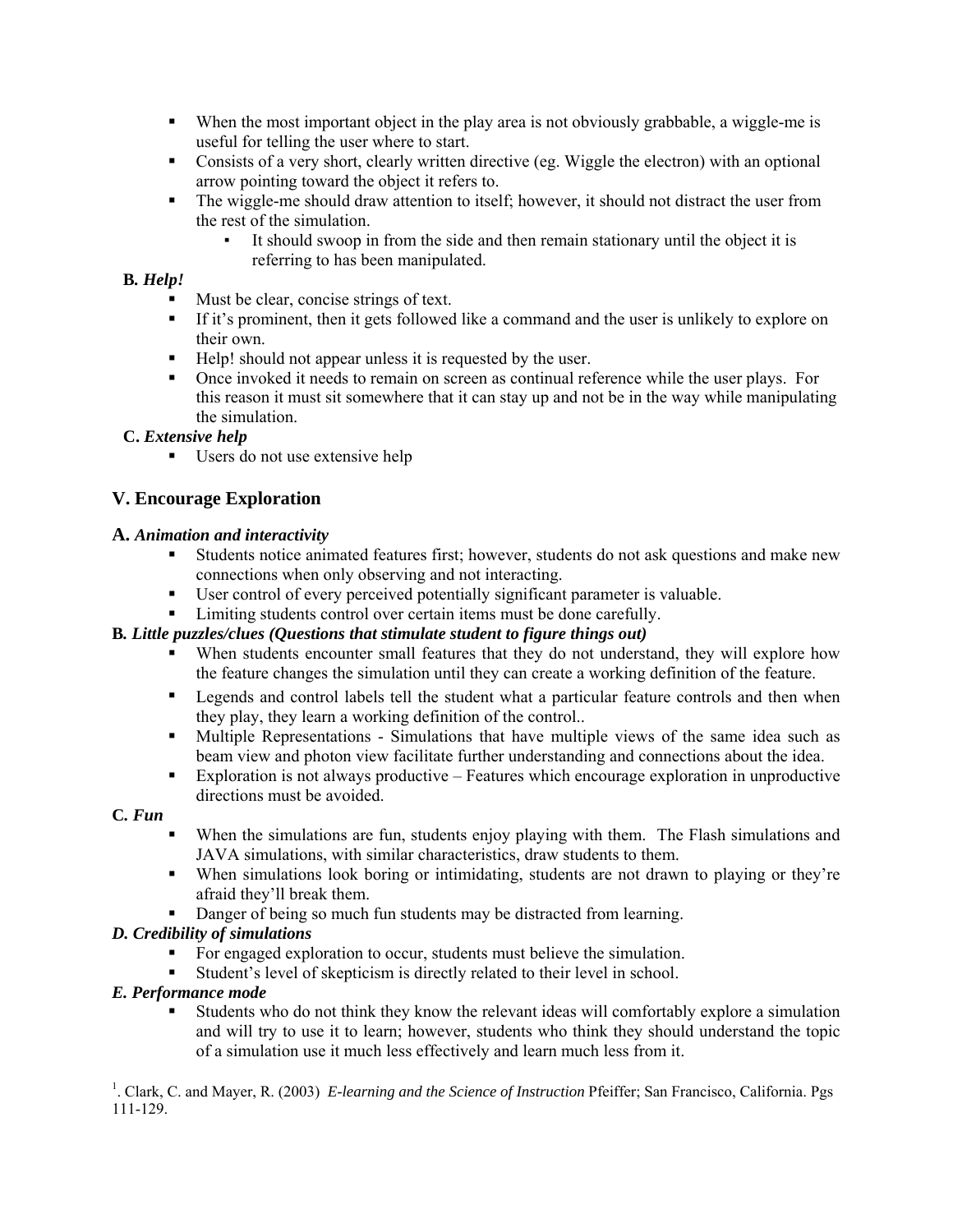- When the most important object in the play area is not obviously grabbable, a wiggle-me is useful for telling the user where to start.
- Consists of a very short, clearly written directive (eg. Wiggle the electron) with an optional arrow pointing toward the object it refers to.
- The wiggle-me should draw attention to itself; however, it should not distract the user from the rest of the simulation.
    - It should swoop in from the side and then remain stationary until the object it is referring to has been manipulated.

**B.** ***Help!***

- Must be clear, concise strings of text.
- If it's prominent, then it gets followed like a command and the user is unlikely to explore on their own.
- Help! should not appear unless it is requested by the user.
- Once invoked it needs to remain on screen as continual reference while the user plays. For this reason it must sit somewhere that it can stay up and not be in the way while manipulating the simulation.

**C.** ***Extensive help***

- Users do not use extensive help

## V. Encourage Exploration

**A.** ***Animation and interactivity***

- Students notice animated features first; however, students do not ask questions and make new connections when only observing and not interacting.
- User control of every perceived potentially significant parameter is valuable.
- Limiting students control over certain items must be done carefully.

**B.** ***Little puzzles/clues (Questions that stimulate student to figure things out)***

- When students encounter small features that they do not understand, they will explore how the feature changes the simulation until they can create a working definition of the feature.
- Legends and control labels tell the student what a particular feature controls and then when they play, they learn a working definition of the control..
- Multiple Representations - Simulations that have multiple views of the same idea such as beam view and photon view facilitate further understanding and connections about the idea.
- Exploration is not always productive – Features which encourage exploration in unproductive directions must be avoided.

**C.** ***Fun***

- When the simulations are fun, students enjoy playing with them. The Flash simulations and JAVA simulations, with similar characteristics, draw students to them.
- When simulations look boring or intimidating, students are not drawn to playing or they're afraid they'll break them.
- Danger of being so much fun students may be distracted from learning.

***D. Credibility of simulations***

- For engaged exploration to occur, students must believe the simulation.
- Student's level of skepticism is directly related to their level in school.

***E. Performance mode***

- Students who do not think they know the relevant ideas will comfortably explore a simulation and will try to use it to learn; however, students who think they should understand the topic of a simulation use it much less effectively and learn much less from it.

[1]. Clark, C. and Mayer, R. (2003) *E-learning and the Science of Instruction* Pfeiffer; San Francisco, California. Pgs 111-129.